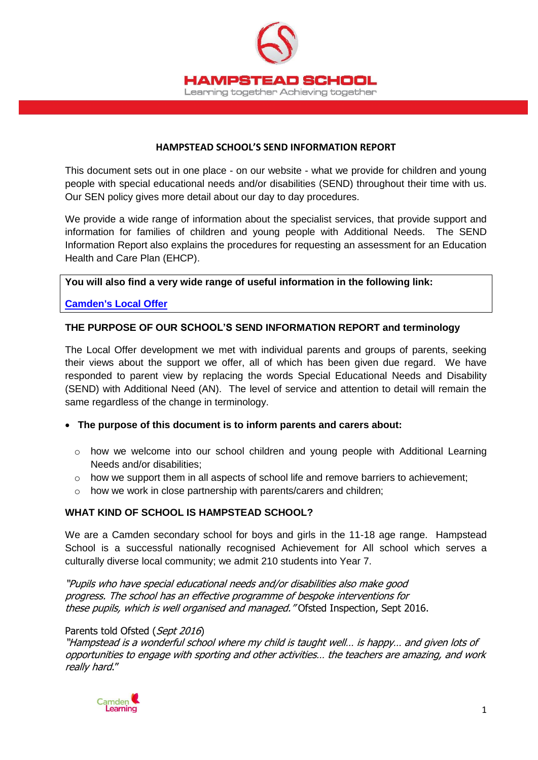**HAMPSTEAD SCHOOL**

Learning together Achieving together

# HAMPSTEAD SCHOOL'S SEND INFORMATION REPORT

This document sets out in one place - on our website - what we provide for children and young people with special educational needs and/or disabilities (SEND) throughout their time with us. Our SEN policy gives more detail about our day to day procedures.

We provide a wide range of information about the specialist services, that provide support and information for families of children and young people with Additional Needs. The SEND Information Report also explains the procedures for requesting an assessment for an Education Health and Care Plan (EHCP).

**You will also find a very wide range of useful information in the following link:**

**[Camden's Local Offer]**

## THE PURPOSE OF OUR SCHOOL'S SEND INFORMATION REPORT and terminology

The Local Offer development we met with individual parents and groups of parents, seeking their views about the support we offer, all of which has been given due regard. We have responded to parent view by replacing the words Special Educational Needs and Disability (SEND) with Additional Need (AN). The level of service and attention to detail will remain the same regardless of the change in terminology.

- **The purpose of this document is to inform parents and carers about:**
  - how we welcome into our school children and young people with Additional Learning Needs and/or disabilities;
  - how we support them in all aspects of school life and remove barriers to achievement;
  - how we work in close partnership with parents/carers and children;

## WHAT KIND OF SCHOOL IS HAMPSTEAD SCHOOL?

We are a Camden secondary school for boys and girls in the 11-18 age range. Hampstead School is a successful nationally recognised Achievement for All school which serves a culturally diverse local community; we admit 210 students into Year 7.

*"Pupils who have special educational needs and/or disabilities also make good progress. The school has an effective programme of bespoke interventions for these pupils, which is well organised and managed."* Ofsted Inspection, Sept 2016.

Parents told Ofsted (*Sept 2016*)
*"Hampstead is a wonderful school where my child is taught well… is happy… and given lots of opportunities to engage with sporting and other activities… the teachers are amazing, and work really hard."*

Camden Learning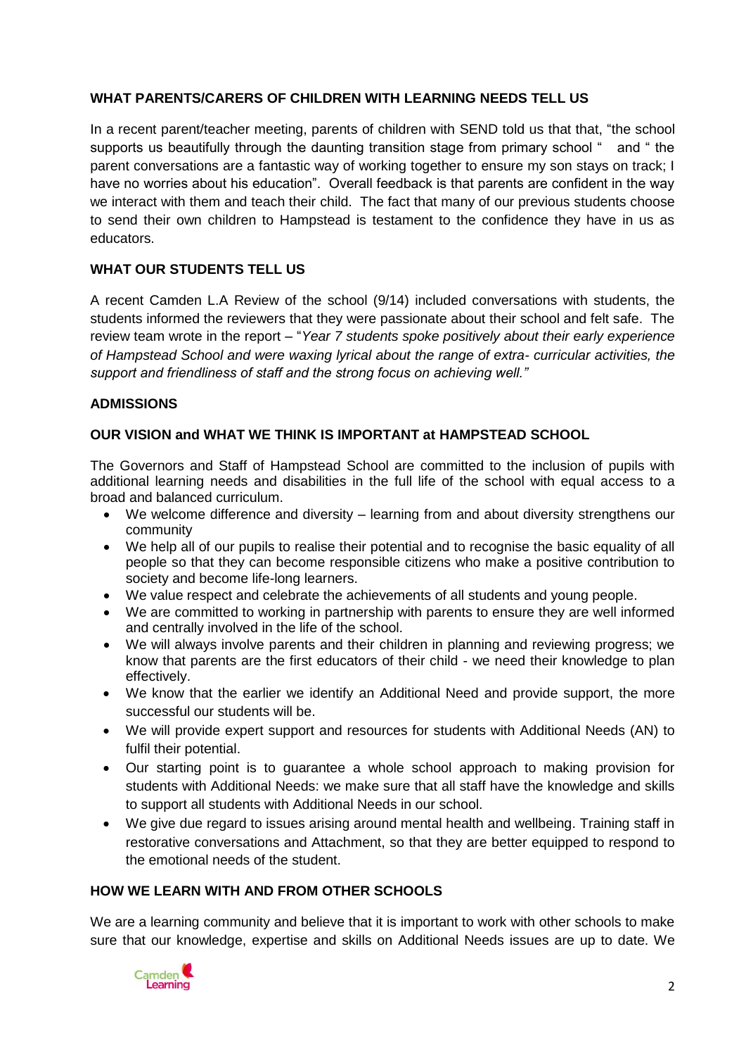## WHAT PARENTS/CARERS OF CHILDREN WITH LEARNING NEEDS TELL US

In a recent parent/teacher meeting, parents of children with SEND told us that that, "the school supports us beautifully through the daunting transition stage from primary school " and " the parent conversations are a fantastic way of working together to ensure my son stays on track; I have no worries about his education". Overall feedback is that parents are confident in the way we interact with them and teach their child. The fact that many of our previous students choose to send their own children to Hampstead is testament to the confidence they have in us as educators.

## WHAT OUR STUDENTS TELL US

A recent Camden L.A Review of the school (9/14) included conversations with students, the students informed the reviewers that they were passionate about their school and felt safe. The review team wrote in the report – "*Year 7 students spoke positively about their early experience of Hampstead School and were waxing lyrical about the range of extra- curricular activities, the support and friendliness of staff and the strong focus on achieving well."*

## ADMISSIONS

## OUR VISION and WHAT WE THINK IS IMPORTANT at HAMPSTEAD SCHOOL

The Governors and Staff of Hampstead School are committed to the inclusion of pupils with additional learning needs and disabilities in the full life of the school with equal access to a broad and balanced curriculum.

- We welcome difference and diversity – learning from and about diversity strengthens our community
- We help all of our pupils to realise their potential and to recognise the basic equality of all people so that they can become responsible citizens who make a positive contribution to society and become life-long learners.
- We value respect and celebrate the achievements of all students and young people.
- We are committed to working in partnership with parents to ensure they are well informed and centrally involved in the life of the school.
- We will always involve parents and their children in planning and reviewing progress; we know that parents are the first educators of their child - we need their knowledge to plan effectively.
- We know that the earlier we identify an Additional Need and provide support, the more successful our students will be.
- We will provide expert support and resources for students with Additional Needs (AN) to fulfil their potential.
- Our starting point is to guarantee a whole school approach to making provision for students with Additional Needs: we make sure that all staff have the knowledge and skills to support all students with Additional Needs in our school.
- We give due regard to issues arising around mental health and wellbeing. Training staff in restorative conversations and Attachment, so that they are better equipped to respond to the emotional needs of the student.

## HOW WE LEARN WITH AND FROM OTHER SCHOOLS

We are a learning community and believe that it is important to work with other schools to make sure that our knowledge, expertise and skills on Additional Needs issues are up to date. We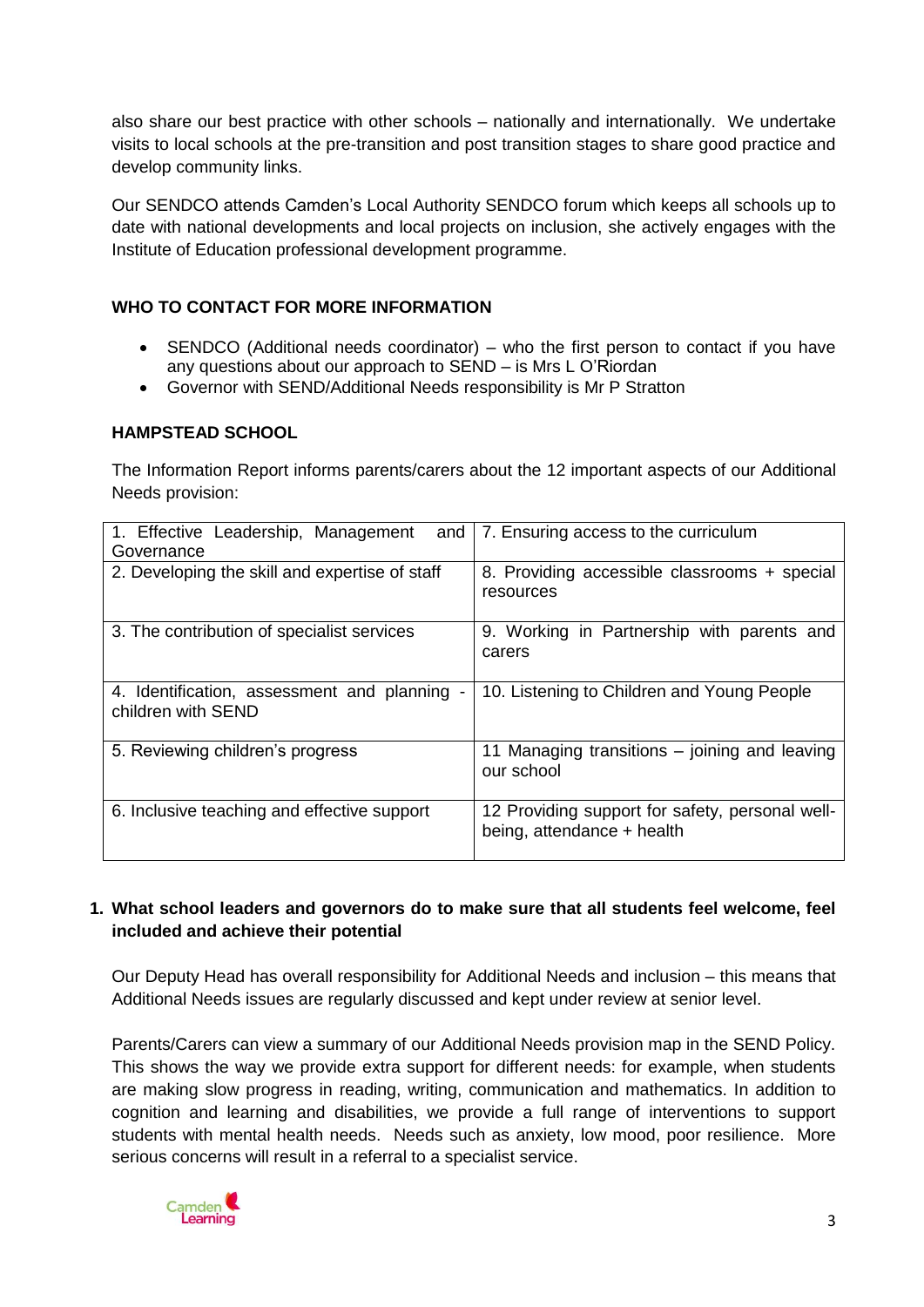also share our best practice with other schools – nationally and internationally. We undertake visits to local schools at the pre-transition and post transition stages to share good practice and develop community links.

Our SENDCO attends Camden's Local Authority SENDCO forum which keeps all schools up to date with national developments and local projects on inclusion, she actively engages with the Institute of Education professional development programme.

### WHO TO CONTACT FOR MORE INFORMATION

- SENDCO (Additional needs coordinator) – who the first person to contact if you have any questions about our approach to SEND – is Mrs L O'Riordan
- Governor with SEND/Additional Needs responsibility is Mr P Stratton

### HAMPSTEAD SCHOOL

The Information Report informs parents/carers about the 12 important aspects of our Additional Needs provision:

| | |
|---|---|
| 1. Effective Leadership, Management and Governance | 7. Ensuring access to the curriculum |
| 2. Developing the skill and expertise of staff | 8. Providing accessible classrooms + special resources |
| 3. The contribution of specialist services | 9. Working in Partnership with parents and carers |
| 4. Identification, assessment and planning - children with SEND | 10. Listening to Children and Young People |
| 5. Reviewing children's progress | 11 Managing transitions – joining and leaving our school |
| 6. Inclusive teaching and effective support | 12 Providing support for safety, personal well-being, attendance + health |

### 1. What school leaders and governors do to make sure that all students feel welcome, feel included and achieve their potential

Our Deputy Head has overall responsibility for Additional Needs and inclusion – this means that Additional Needs issues are regularly discussed and kept under review at senior level.

Parents/Carers can view a summary of our Additional Needs provision map in the SEND Policy. This shows the way we provide extra support for different needs: for example, when students are making slow progress in reading, writing, communication and mathematics. In addition to cognition and learning and disabilities, we provide a full range of interventions to support students with mental health needs. Needs such as anxiety, low mood, poor resilience. More serious concerns will result in a referral to a specialist service.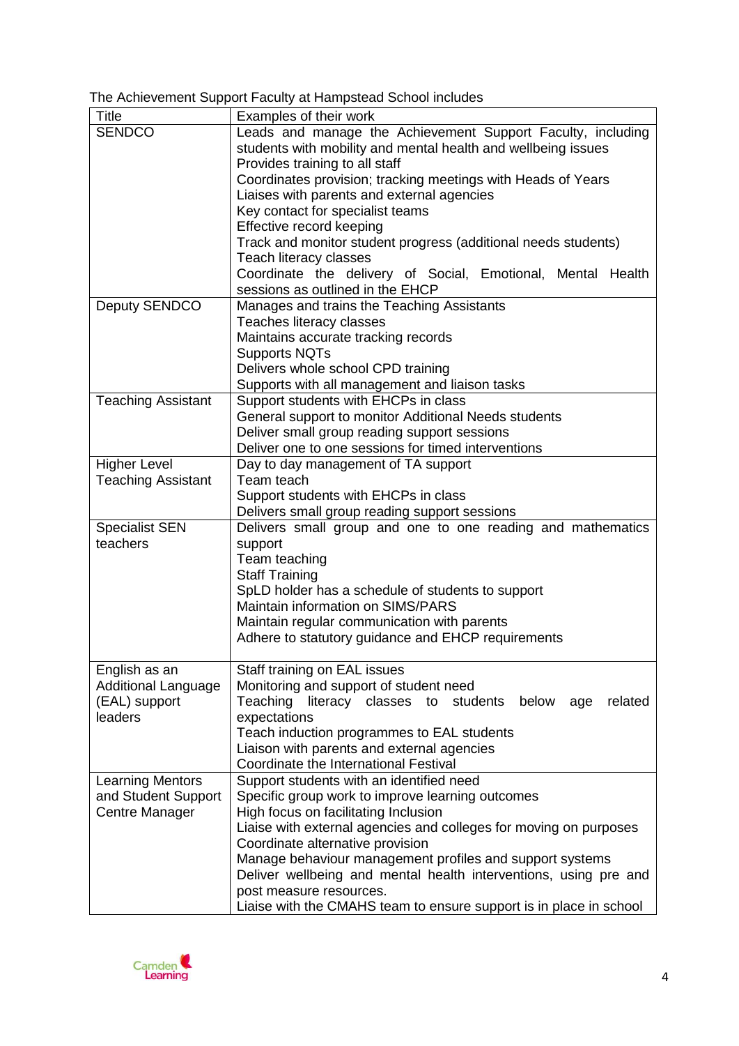The Achievement Support Faculty at Hampstead School includes

| Title | Examples of their work |
| --- | --- |
| SENDCO | Leads and manage the Achievement Support Faculty, including students with mobility and mental health and wellbeing issues<br>Provides training to all staff<br>Coordinates provision; tracking meetings with Heads of Years<br>Liaises with parents and external agencies<br>Key contact for specialist teams<br>Effective record keeping<br>Track and monitor student progress (additional needs students)<br>Teach literacy classes<br>Coordinate the delivery of Social, Emotional, Mental Health sessions as outlined in the EHCP |
| Deputy SENDCO | Manages and trains the Teaching Assistants<br>Teaches literacy classes<br>Maintains accurate tracking records<br>Supports NQTs<br>Delivers whole school CPD training<br>Supports with all management and liaison tasks |
| Teaching Assistant | Support students with EHCPs in class<br>General support to monitor Additional Needs students<br>Deliver small group reading support sessions<br>Deliver one to one sessions for timed interventions |
| Higher Level Teaching Assistant | Day to day management of TA support<br>Team teach<br>Support students with EHCPs in class<br>Delivers small group reading support sessions |
| Specialist SEN teachers | Delivers small group and one to one reading and mathematics support<br>Team teaching<br>Staff Training<br>SpLD holder has a schedule of students to support<br>Maintain information on SIMS/PARS<br>Maintain regular communication with parents<br>Adhere to statutory guidance and EHCP requirements |
| English as an Additional Language (EAL) support leaders | Staff training on EAL issues<br>Monitoring and support of student need<br>Teaching literacy classes to students below age related expectations<br>Teach induction programmes to EAL students<br>Liaison with parents and external agencies<br>Coordinate the International Festival |
| Learning Mentors and Student Support Centre Manager | Support students with an identified need<br>Specific group work to improve learning outcomes<br>High focus on facilitating Inclusion<br>Liaise with external agencies and colleges for moving on purposes<br>Coordinate alternative provision<br>Manage behaviour management profiles and support systems<br>Deliver wellbeing and mental health interventions, using pre and post measure resources.<br>Liaise with the CMAHS team to ensure support is in place in school |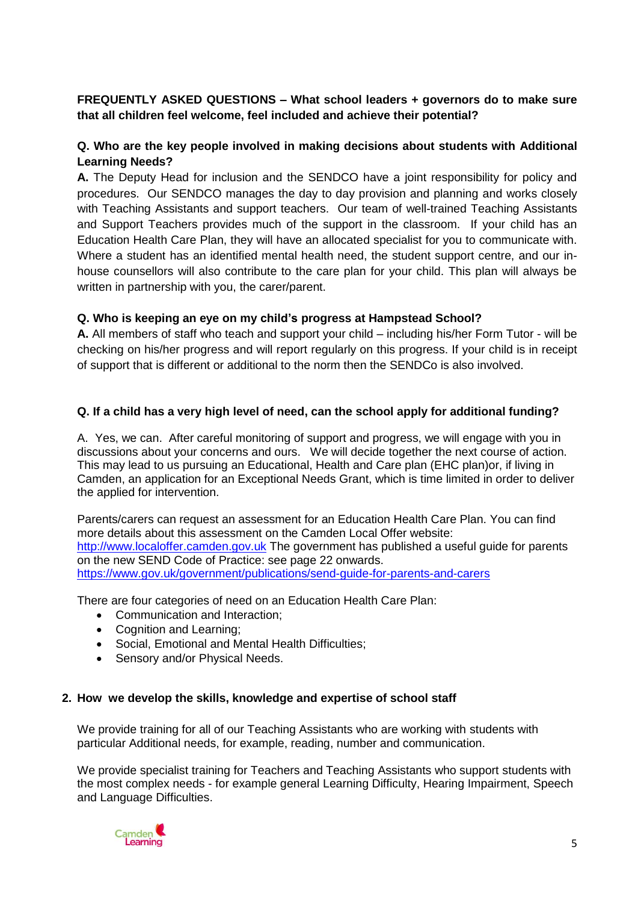**FREQUENTLY ASKED QUESTIONS – What school leaders + governors do to make sure that all children feel welcome, feel included and achieve their potential?**

**Q. Who are the key people involved in making decisions about students with Additional Learning Needs?**

**A.** The Deputy Head for inclusion and the SENDCO have a joint responsibility for policy and procedures. Our SENDCO manages the day to day provision and planning and works closely with Teaching Assistants and support teachers. Our team of well-trained Teaching Assistants and Support Teachers provides much of the support in the classroom. If your child has an Education Health Care Plan, they will have an allocated specialist for you to communicate with. Where a student has an identified mental health need, the student support centre, and our in-house counsellors will also contribute to the care plan for your child. This plan will always be written in partnership with you, the carer/parent.

**Q. Who is keeping an eye on my child's progress at Hampstead School?**

**A.** All members of staff who teach and support your child – including his/her Form Tutor - will be checking on his/her progress and will report regularly on this progress. If your child is in receipt of support that is different or additional to the norm then the SENDCo is also involved.

**Q. If a child has a very high level of need, can the school apply for additional funding?**

A. Yes, we can. After careful monitoring of support and progress, we will engage with you in discussions about your concerns and ours. We will decide together the next course of action. This may lead to us pursuing an Educational, Health and Care plan (EHC plan)or, if living in Camden, an application for an Exceptional Needs Grant, which is time limited in order to deliver the applied for intervention.

Parents/carers can request an assessment for an Education Health Care Plan. You can find more details about this assessment on the Camden Local Offer website: http://www.localoffer.camden.gov.uk The government has published a useful guide for parents on the new SEND Code of Practice: see page 22 onwards. https://www.gov.uk/government/publications/send-guide-for-parents-and-carers

There are four categories of need on an Education Health Care Plan:

- Communication and Interaction;
- Cognition and Learning;
- Social, Emotional and Mental Health Difficulties;
- Sensory and/or Physical Needs.

**2. How we develop the skills, knowledge and expertise of school staff**

We provide training for all of our Teaching Assistants who are working with students with particular Additional needs, for example, reading, number and communication.

We provide specialist training for Teachers and Teaching Assistants who support students with the most complex needs - for example general Learning Difficulty, Hearing Impairment, Speech and Language Difficulties.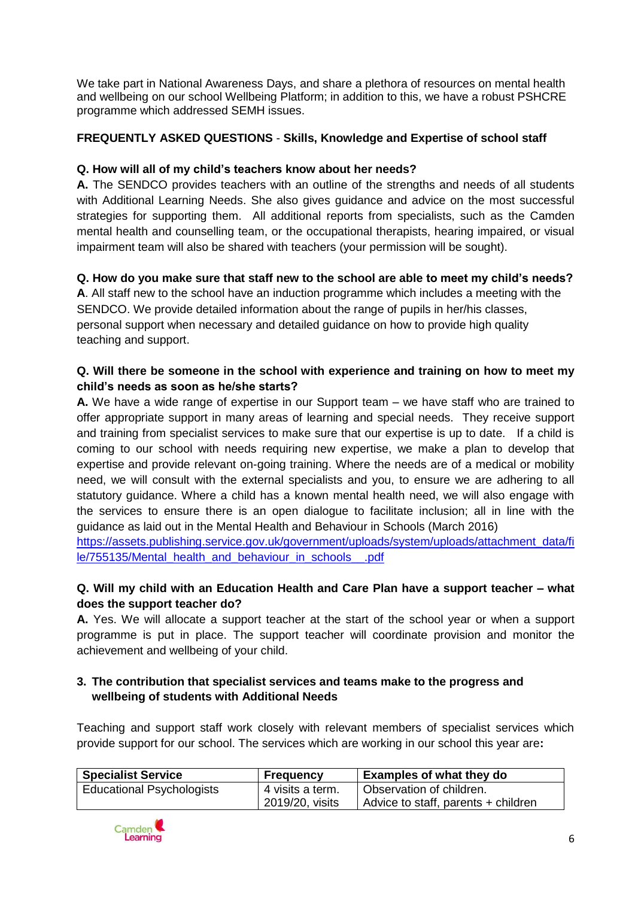We take part in National Awareness Days, and share a plethora of resources on mental health and wellbeing on our school Wellbeing Platform; in addition to this, we have a robust PSHCRE programme which addressed SEMH issues.

**FREQUENTLY ASKED QUESTIONS** - **Skills, Knowledge and Expertise of school staff**

**Q. How will all of my child's teachers know about her needs?**

**A.** The SENDCO provides teachers with an outline of the strengths and needs of all students with Additional Learning Needs. She also gives guidance and advice on the most successful strategies for supporting them. All additional reports from specialists, such as the Camden mental health and counselling team, or the occupational therapists, hearing impaired, or visual impairment team will also be shared with teachers (your permission will be sought).

**Q. How do you make sure that staff new to the school are able to meet my child's needs?**

**A**. All staff new to the school have an induction programme which includes a meeting with the SENDCO. We provide detailed information about the range of pupils in her/his classes, personal support when necessary and detailed guidance on how to provide high quality teaching and support.

**Q. Will there be someone in the school with experience and training on how to meet my child's needs as soon as he/she starts?**

**A.** We have a wide range of expertise in our Support team – we have staff who are trained to offer appropriate support in many areas of learning and special needs. They receive support and training from specialist services to make sure that our expertise is up to date. If a child is coming to our school with needs requiring new expertise, we make a plan to develop that expertise and provide relevant on-going training. Where the needs are of a medical or mobility need, we will consult with the external specialists and you, to ensure we are adhering to all statutory guidance. Where a child has a known mental health need, we will also engage with the services to ensure there is an open dialogue to facilitate inclusion; all in line with the guidance as laid out in the Mental Health and Behaviour in Schools (March 2016) [https://assets.publishing.service.gov.uk/government/uploads/system/uploads/attachment_data/file/755135/Mental_health_and_behaviour_in_schools__.pdf](https://assets.publishing.service.gov.uk/government/uploads/system/uploads/attachment_data/file/755135/Mental_health_and_behaviour_in_schools__.pdf)

**Q. Will my child with an Education Health and Care Plan have a support teacher – what does the support teacher do?**

**A.** Yes. We will allocate a support teacher at the start of the school year or when a support programme is put in place. The support teacher will coordinate provision and monitor the achievement and wellbeing of your child.

## 3. The contribution that specialist services and teams make to the progress and wellbeing of students with Additional Needs

Teaching and support staff work closely with relevant members of specialist services which provide support for our school. The services which are working in our school this year are**:**

| Specialist Service | Frequency | Examples of what they do |
|---|---|---|
| Educational Psychologists | 4 visits a term. 2019/20, visits | Observation of children. Advice to staff, parents + children |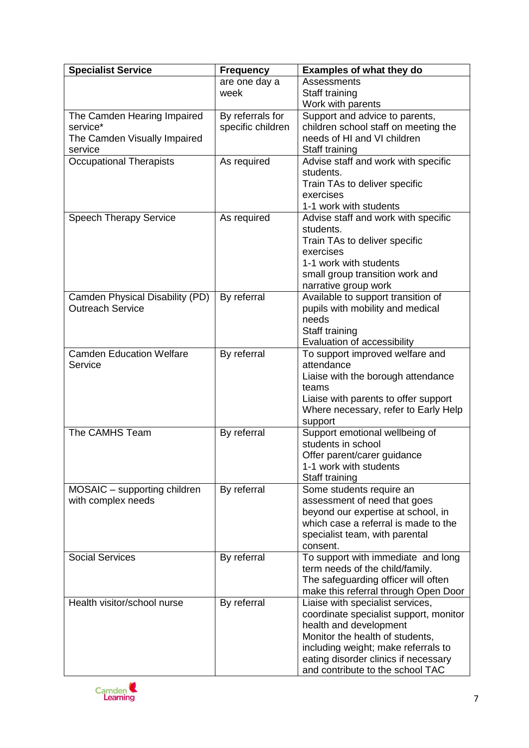| Specialist Service | Frequency | Examples of what they do |
|---|---|---|
| | are one day a week | Assessments<br>Staff training<br>Work with parents |
| The Camden Hearing Impaired service*<br>The Camden Visually Impaired service | By referrals for specific children | Support and advice to parents, children school staff on meeting the needs of HI and VI children<br>Staff training |
| Occupational Therapists | As required | Advise staff and work with specific students.<br>Train TAs to deliver specific exercises<br>1-1 work with students |
| Speech Therapy Service | As required | Advise staff and work with specific students.<br>Train TAs to deliver specific exercises<br>1-1 work with students<br>small group transition work and narrative group work |
| Camden Physical Disability (PD) Outreach Service | By referral | Available to support transition of pupils with mobility and medical needs<br>Staff training<br>Evaluation of accessibility |
| Camden Education Welfare Service | By referral | To support improved welfare and attendance<br>Liaise with the borough attendance teams<br>Liaise with parents to offer support<br>Where necessary, refer to Early Help support |
| The CAMHS Team | By referral | Support emotional wellbeing of students in school<br>Offer parent/carer guidance<br>1-1 work with students<br>Staff training |
| MOSAIC – supporting children with complex needs | By referral | Some students require an assessment of need that goes beyond our expertise at school, in which case a referral is made to the specialist team, with parental consent. |
| Social Services | By referral | To support with immediate and long term needs of the child/family.<br>The safeguarding officer will often make this referral through Open Door |
| Health visitor/school nurse | By referral | Liaise with specialist services, coordinate specialist support, monitor health and development<br>Monitor the health of students, including weight; make referrals to eating disorder clinics if necessary and contribute to the school TAC |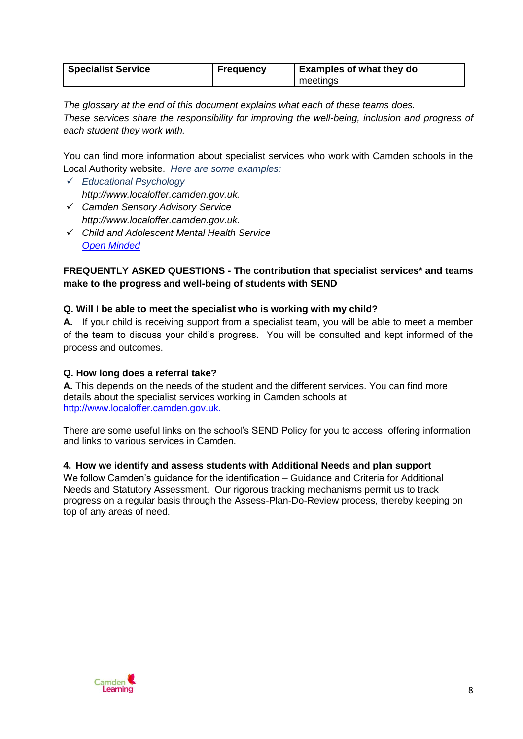| Specialist Service | Frequency | Examples of what they do |
| --- | --- | --- |
| | | meetings |

*The glossary at the end of this document explains what each of these teams does.*
*These services share the responsibility for improving the well-being, inclusion and progress of each student they work with.*

You can find more information about specialist services who work with Camden schools in the Local Authority website. *Here are some examples:*

- ✓ *Educational Psychology*
  *http://www.localoffer.camden.gov.uk.*
- ✓ *Camden Sensory Advisory Service*
  *http://www.localoffer.camden.gov.uk.*
- ✓ *Child and Adolescent Mental Health Service*
  *Open Minded*

**FREQUENTLY ASKED QUESTIONS - The contribution that specialist services* and teams make to the progress and well-being of students with SEND**

**Q. Will I be able to meet the specialist who is working with my child?**

**A.** If your child is receiving support from a specialist team, you will be able to meet a member of the team to discuss your child's progress. You will be consulted and kept informed of the process and outcomes.

**Q. How long does a referral take?**

**A.** This depends on the needs of the student and the different services. You can find more details about the specialist services working in Camden schools at http://www.localoffer.camden.gov.uk.

There are some useful links on the school's SEND Policy for you to access, offering information and links to various services in Camden.

**4. How we identify and assess students with Additional Needs and plan support**

We follow Camden's guidance for the identification – Guidance and Criteria for Additional Needs and Statutory Assessment. Our rigorous tracking mechanisms permit us to track progress on a regular basis through the Assess-Plan-Do-Review process, thereby keeping on top of any areas of need.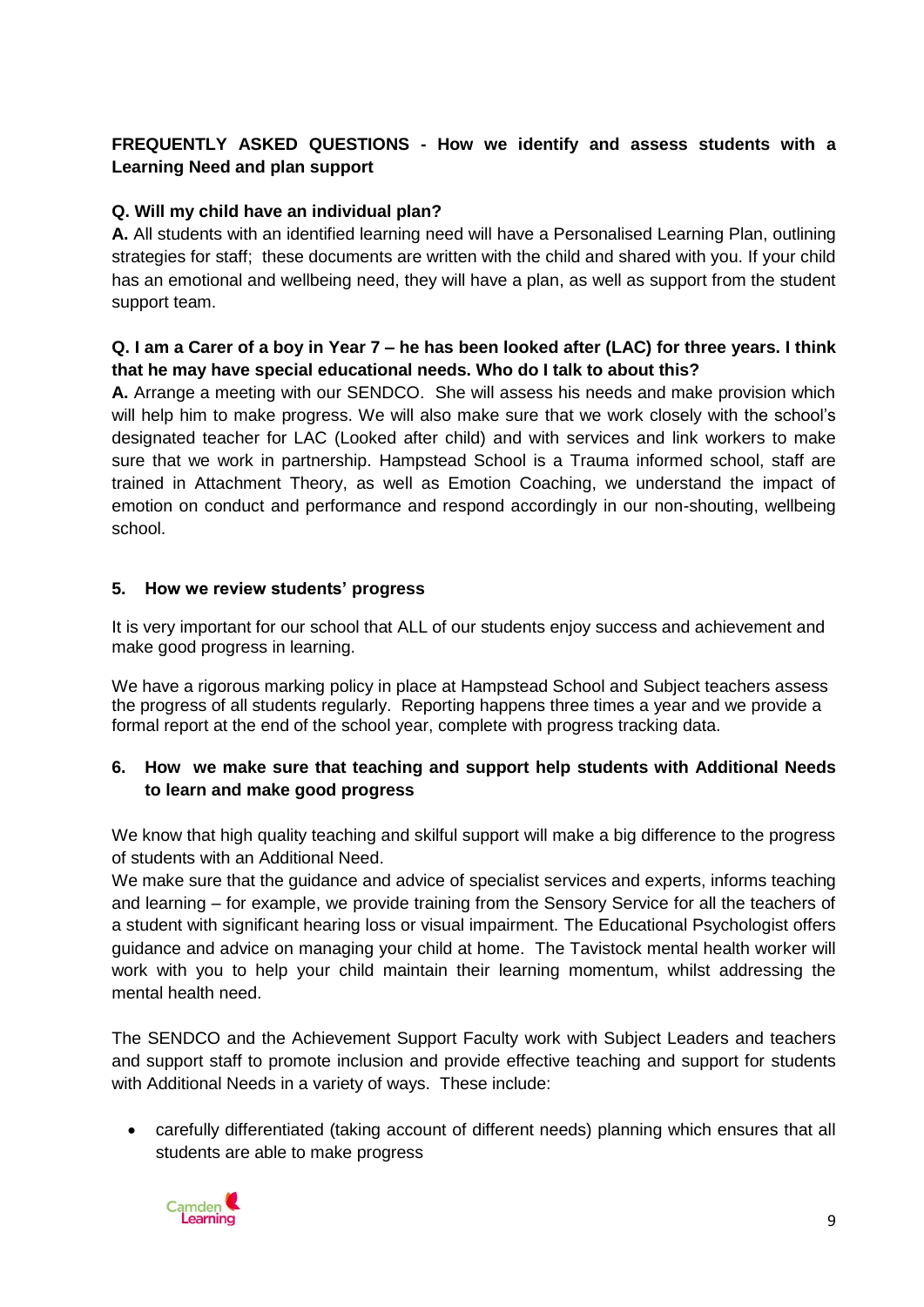**FREQUENTLY ASKED QUESTIONS - How we identify and assess students with a Learning Need and plan support**

**Q. Will my child have an individual plan?**

**A.** All students with an identified learning need will have a Personalised Learning Plan, outlining strategies for staff; these documents are written with the child and shared with you. If your child has an emotional and wellbeing need, they will have a plan, as well as support from the student support team.

**Q. I am a Carer of a boy in Year 7 – he has been looked after (LAC) for three years. I think that he may have special educational needs. Who do I talk to about this?**

**A.** Arrange a meeting with our SENDCO. She will assess his needs and make provision which will help him to make progress. We will also make sure that we work closely with the school's designated teacher for LAC (Looked after child) and with services and link workers to make sure that we work in partnership. Hampstead School is a Trauma informed school, staff are trained in Attachment Theory, as well as Emotion Coaching, we understand the impact of emotion on conduct and performance and respond accordingly in our non-shouting, wellbeing school.

## 5. How we review students' progress

It is very important for our school that ALL of our students enjoy success and achievement and make good progress in learning.

We have a rigorous marking policy in place at Hampstead School and Subject teachers assess the progress of all students regularly. Reporting happens three times a year and we provide a formal report at the end of the school year, complete with progress tracking data.

## 6. How we make sure that teaching and support help students with Additional Needs to learn and make good progress

We know that high quality teaching and skilful support will make a big difference to the progress of students with an Additional Need.

We make sure that the guidance and advice of specialist services and experts, informs teaching and learning – for example, we provide training from the Sensory Service for all the teachers of a student with significant hearing loss or visual impairment. The Educational Psychologist offers guidance and advice on managing your child at home. The Tavistock mental health worker will work with you to help your child maintain their learning momentum, whilst addressing the mental health need.

The SENDCO and the Achievement Support Faculty work with Subject Leaders and teachers and support staff to promote inclusion and provide effective teaching and support for students with Additional Needs in a variety of ways. These include:

- carefully differentiated (taking account of different needs) planning which ensures that all students are able to make progress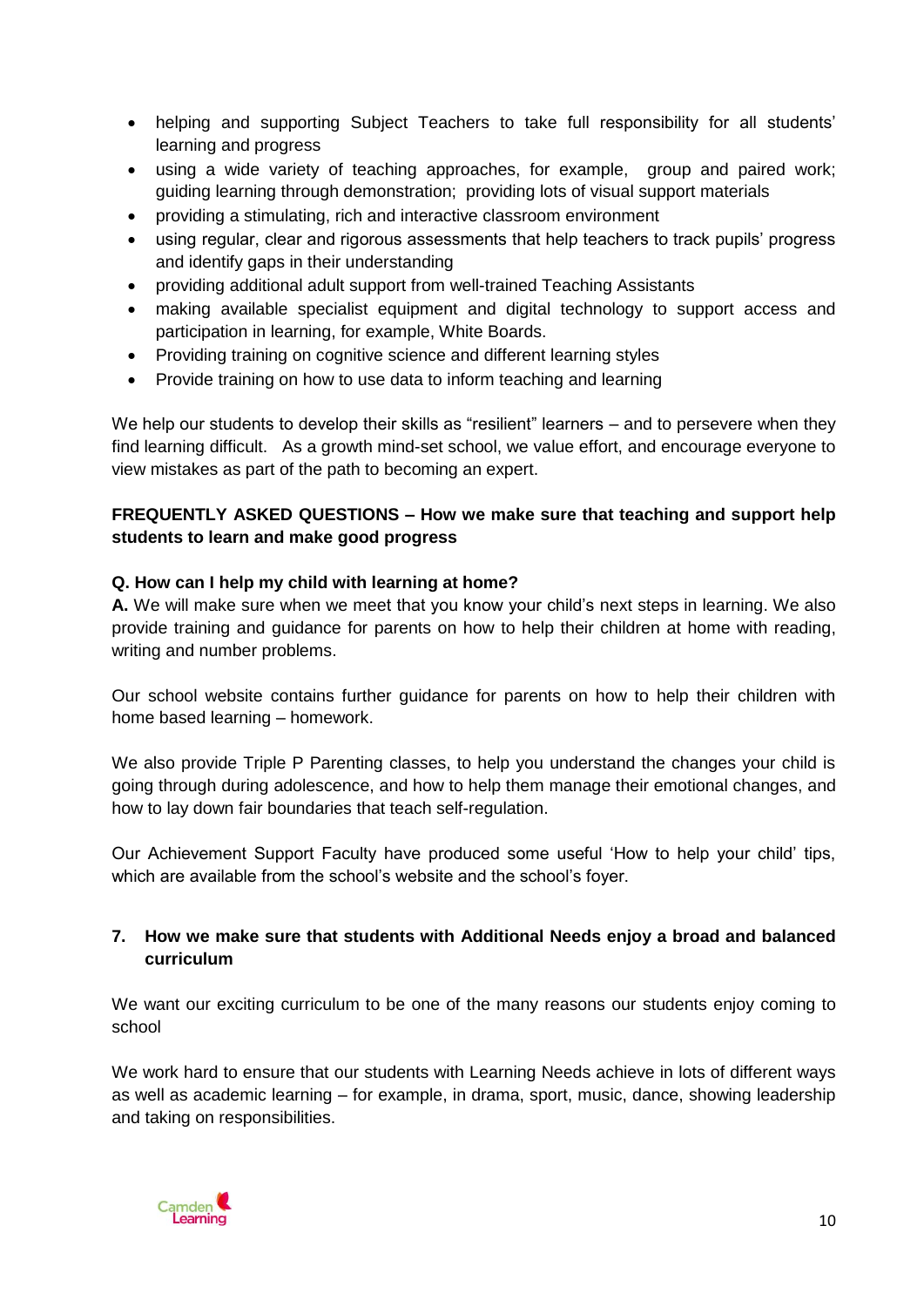- helping and supporting Subject Teachers to take full responsibility for all students' learning and progress
- using a wide variety of teaching approaches, for example, group and paired work; guiding learning through demonstration; providing lots of visual support materials
- providing a stimulating, rich and interactive classroom environment
- using regular, clear and rigorous assessments that help teachers to track pupils' progress and identify gaps in their understanding
- providing additional adult support from well-trained Teaching Assistants
- making available specialist equipment and digital technology to support access and participation in learning, for example, White Boards.
- Providing training on cognitive science and different learning styles
- Provide training on how to use data to inform teaching and learning

We help our students to develop their skills as "resilient" learners – and to persevere when they find learning difficult. As a growth mind-set school, we value effort, and encourage everyone to view mistakes as part of the path to becoming an expert.

**FREQUENTLY ASKED QUESTIONS – How we make sure that teaching and support help students to learn and make good progress**

**Q. How can I help my child with learning at home?**

**A.** We will make sure when we meet that you know your child's next steps in learning. We also provide training and guidance for parents on how to help their children at home with reading, writing and number problems.

Our school website contains further guidance for parents on how to help their children with home based learning – homework.

We also provide Triple P Parenting classes, to help you understand the changes your child is going through during adolescence, and how to help them manage their emotional changes, and how to lay down fair boundaries that teach self-regulation.

Our Achievement Support Faculty have produced some useful 'How to help your child' tips, which are available from the school's website and the school's foyer.

## 7. How we make sure that students with Additional Needs enjoy a broad and balanced curriculum

We want our exciting curriculum to be one of the many reasons our students enjoy coming to school

We work hard to ensure that our students with Learning Needs achieve in lots of different ways as well as academic learning – for example, in drama, sport, music, dance, showing leadership and taking on responsibilities.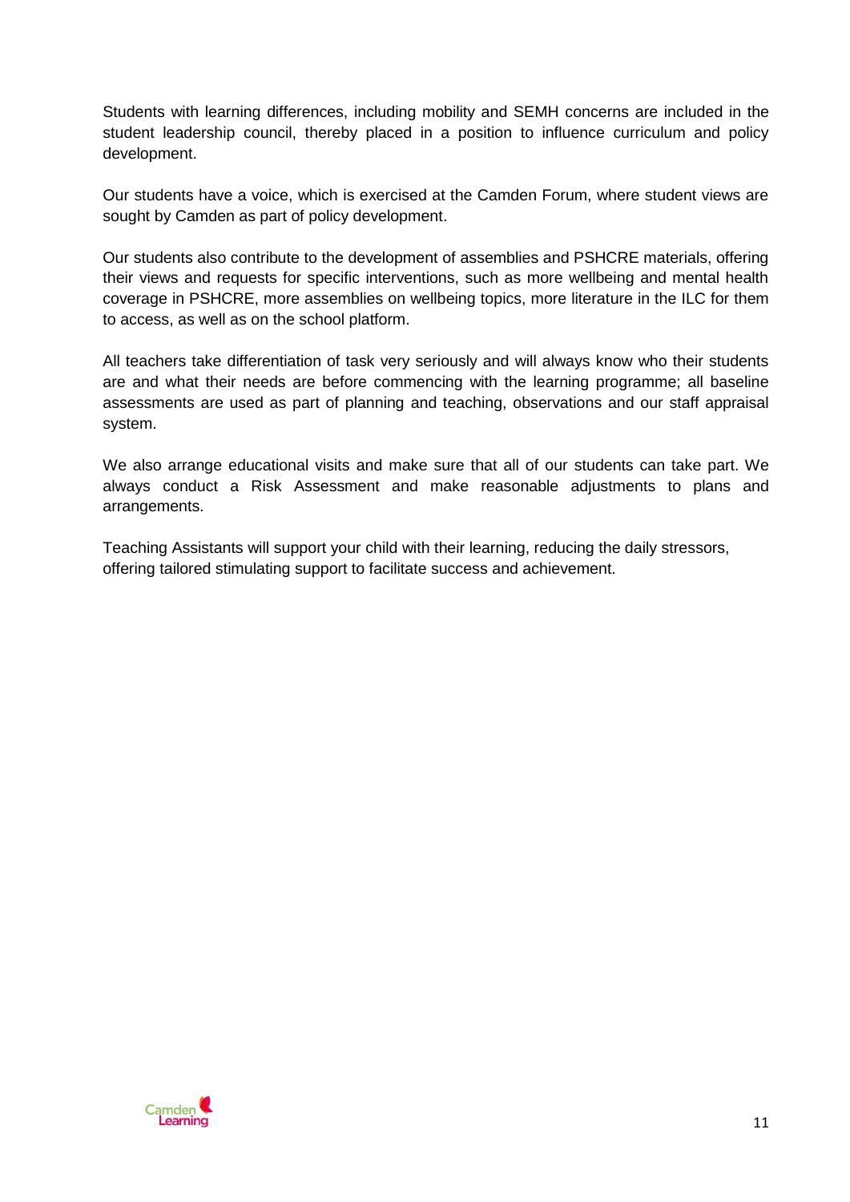Students with learning differences, including mobility and SEMH concerns are included in the student leadership council, thereby placed in a position to influence curriculum and policy development.

Our students have a voice, which is exercised at the Camden Forum, where student views are sought by Camden as part of policy development.

Our students also contribute to the development of assemblies and PSHCRE materials, offering their views and requests for specific interventions, such as more wellbeing and mental health coverage in PSHCRE, more assemblies on wellbeing topics, more literature in the ILC for them to access, as well as on the school platform.

All teachers take differentiation of task very seriously and will always know who their students are and what their needs are before commencing with the learning programme; all baseline assessments are used as part of planning and teaching, observations and our staff appraisal system.

We also arrange educational visits and make sure that all of our students can take part. We always conduct a Risk Assessment and make reasonable adjustments to plans and arrangements.

Teaching Assistants will support your child with their learning, reducing the daily stressors, offering tailored stimulating support to facilitate success and achievement.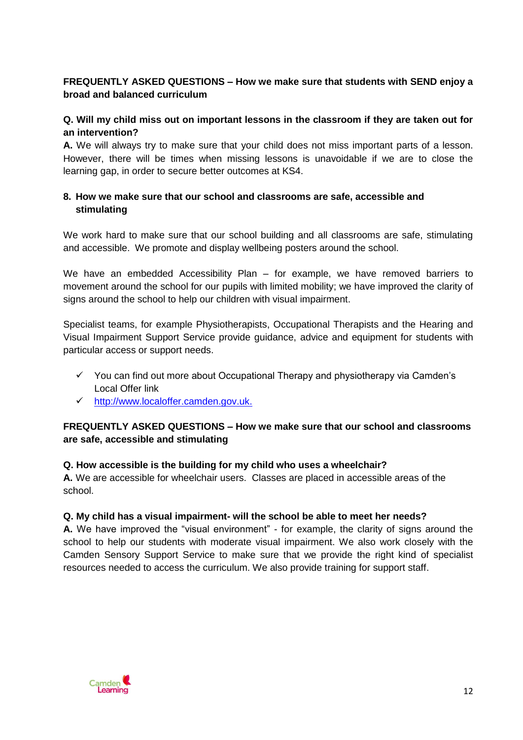**FREQUENTLY ASKED QUESTIONS – How we make sure that students with SEND enjoy a broad and balanced curriculum**

**Q. Will my child miss out on important lessons in the classroom if they are taken out for an intervention?**

**A.** We will always try to make sure that your child does not miss important parts of a lesson. However, there will be times when missing lessons is unavoidable if we are to close the learning gap, in order to secure better outcomes at KS4.

## 8. How we make sure that our school and classrooms are safe, accessible and stimulating

We work hard to make sure that our school building and all classrooms are safe, stimulating and accessible. We promote and display wellbeing posters around the school.

We have an embedded Accessibility Plan – for example, we have removed barriers to movement around the school for our pupils with limited mobility; we have improved the clarity of signs around the school to help our children with visual impairment.

Specialist teams, for example Physiotherapists, Occupational Therapists and the Hearing and Visual Impairment Support Service provide guidance, advice and equipment for students with particular access or support needs.

- ✓ You can find out more about Occupational Therapy and physiotherapy via Camden's Local Offer link
- ✓ http://www.localoffer.camden.gov.uk.

**FREQUENTLY ASKED QUESTIONS – How we make sure that our school and classrooms are safe, accessible and stimulating**

**Q. How accessible is the building for my child who uses a wheelchair?**

**A.** We are accessible for wheelchair users. Classes are placed in accessible areas of the school.

**Q. My child has a visual impairment- will the school be able to meet her needs?**

**A.** We have improved the "visual environment" - for example, the clarity of signs around the school to help our students with moderate visual impairment. We also work closely with the Camden Sensory Support Service to make sure that we provide the right kind of specialist resources needed to access the curriculum. We also provide training for support staff.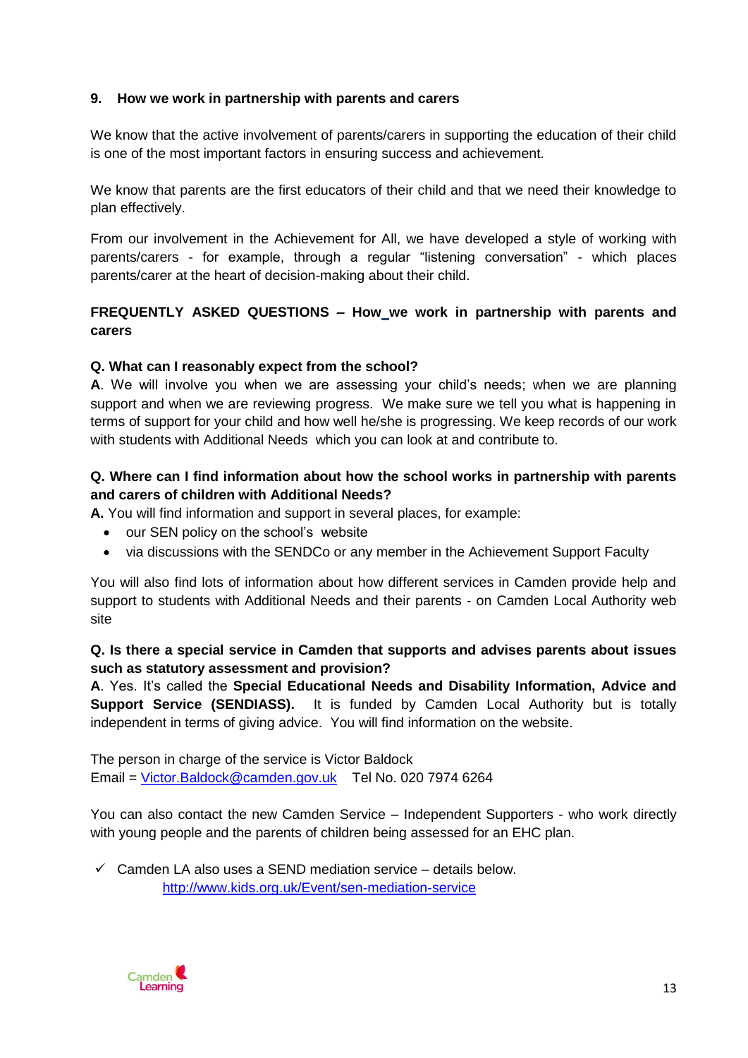## 9. How we work in partnership with parents and carers

We know that the active involvement of parents/carers in supporting the education of their child is one of the most important factors in ensuring success and achievement.

We know that parents are the first educators of their child and that we need their knowledge to plan effectively.

From our involvement in the Achievement for All, we have developed a style of working with parents/carers - for example, through a regular "listening conversation" - which places parents/carer at the heart of decision-making about their child.

### FREQUENTLY ASKED QUESTIONS – How we work in partnership with parents and carers

**Q. What can I reasonably expect from the school?**

**A**. We will involve you when we are assessing your child's needs; when we are planning support and when we are reviewing progress. We make sure we tell you what is happening in terms of support for your child and how well he/she is progressing. We keep records of our work with students with Additional Needs which you can look at and contribute to.

**Q. Where can I find information about how the school works in partnership with parents and carers of children with Additional Needs?**

**A.** You will find information and support in several places, for example:

- our SEN policy on the school's website
- via discussions with the SENDCo or any member in the Achievement Support Faculty

You will also find lots of information about how different services in Camden provide help and support to students with Additional Needs and their parents - on Camden Local Authority web site

**Q. Is there a special service in Camden that supports and advises parents about issues such as statutory assessment and provision?**

**A**. Yes. It's called the **Special Educational Needs and Disability Information, Advice and Support Service (SENDIASS).** It is funded by Camden Local Authority but is totally independent in terms of giving advice. You will find information on the website.

The person in charge of the service is Victor Baldock
Email = Victor.Baldock@camden.gov.uk Tel No. 020 7974 6264

You can also contact the new Camden Service – Independent Supporters - who work directly with young people and the parents of children being assessed for an EHC plan.

- ✓ Camden LA also uses a SEND mediation service – details below.
  http://www.kids.org.uk/Event/sen-mediation-service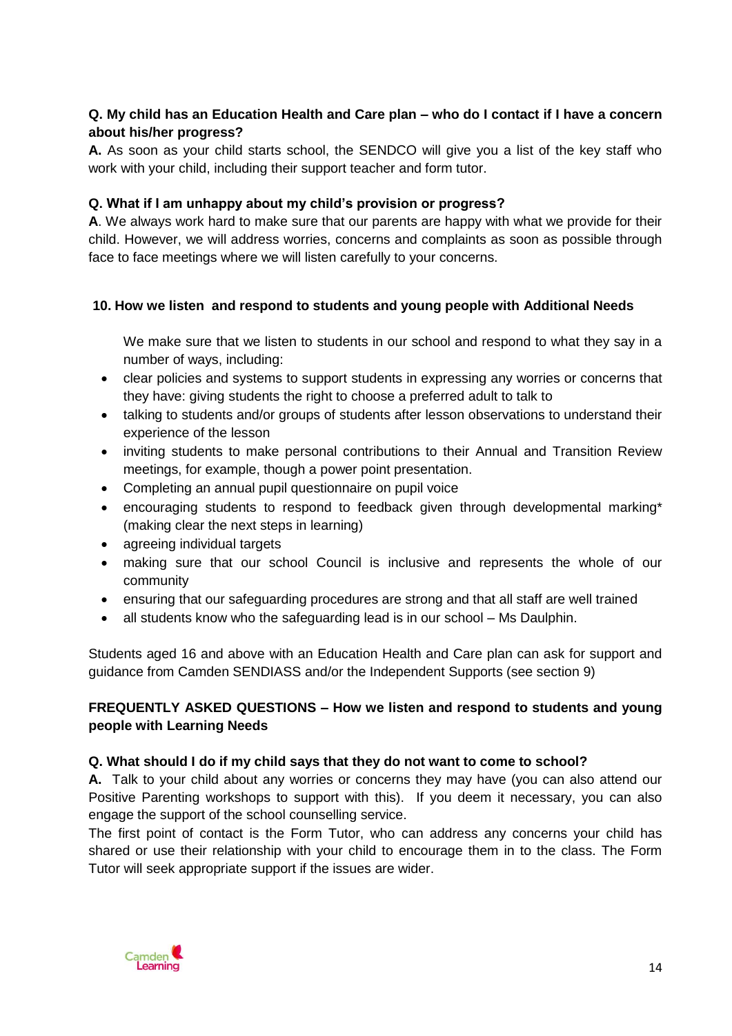**Q. My child has an Education Health and Care plan – who do I contact if I have a concern about his/her progress?**

**A.** As soon as your child starts school, the SENDCO will give you a list of the key staff who work with your child, including their support teacher and form tutor.

**Q. What if I am unhappy about my child's provision or progress?**

**A**. We always work hard to make sure that our parents are happy with what we provide for their child. However, we will address worries, concerns and complaints as soon as possible through face to face meetings where we will listen carefully to your concerns.

## 10. How we listen and respond to students and young people with Additional Needs

We make sure that we listen to students in our school and respond to what they say in a number of ways, including:

- clear policies and systems to support students in expressing any worries or concerns that they have: giving students the right to choose a preferred adult to talk to
- talking to students and/or groups of students after lesson observations to understand their experience of the lesson
- inviting students to make personal contributions to their Annual and Transition Review meetings, for example, though a power point presentation.
- Completing an annual pupil questionnaire on pupil voice
- encouraging students to respond to feedback given through developmental marking* (making clear the next steps in learning)
- agreeing individual targets
- making sure that our school Council is inclusive and represents the whole of our community
- ensuring that our safeguarding procedures are strong and that all staff are well trained
- all students know who the safeguarding lead is in our school – Ms Daulphin.

Students aged 16 and above with an Education Health and Care plan can ask for support and guidance from Camden SENDIASS and/or the Independent Supports (see section 9)

**FREQUENTLY ASKED QUESTIONS – How we listen and respond to students and young people with Learning Needs**

**Q. What should I do if my child says that they do not want to come to school?**

**A.** Talk to your child about any worries or concerns they may have (you can also attend our Positive Parenting workshops to support with this). If you deem it necessary, you can also engage the support of the school counselling service.

The first point of contact is the Form Tutor, who can address any concerns your child has shared or use their relationship with your child to encourage them in to the class. The Form Tutor will seek appropriate support if the issues are wider.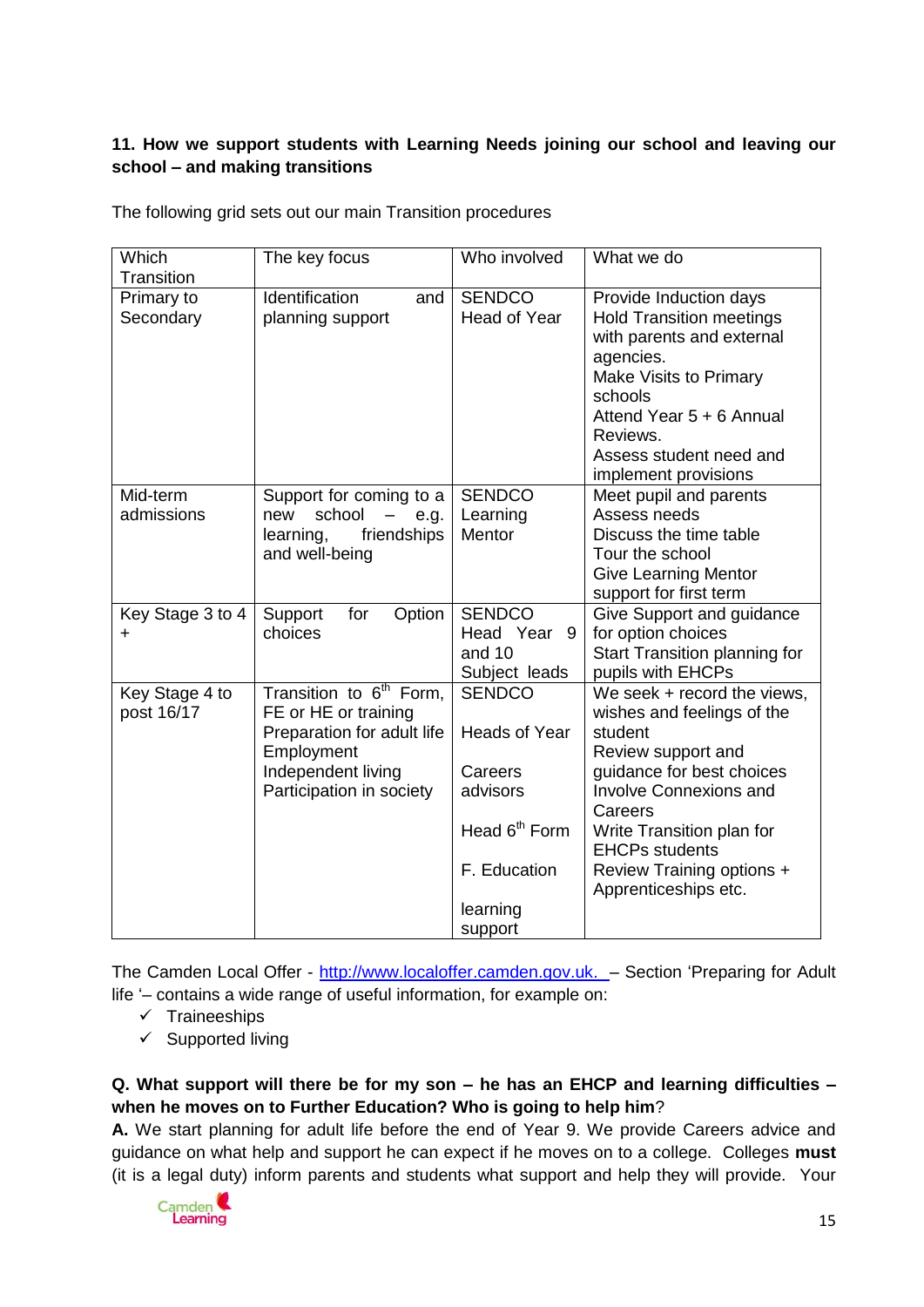**11. How we support students with Learning Needs joining our school and leaving our school – and making transitions**

The following grid sets out our main Transition procedures

| Which Transition | The key focus | Who involved | What we do |
|---|---|---|---|
| Primary to Secondary | Identification and planning support | SENDCO<br>Head of Year | Provide Induction days<br>Hold Transition meetings with parents and external agencies.<br>Make Visits to Primary schools<br>Attend Year 5 + 6 Annual Reviews.<br>Assess student need and implement provisions |
| Mid-term admissions | Support for coming to a new school – e.g. learning, friendships and well-being | SENDCO<br>Learning Mentor | Meet pupil and parents<br>Assess needs<br>Discuss the time table<br>Tour the school<br>Give Learning Mentor support for first term |
| Key Stage 3 to 4 + | Support for Option choices | SENDCO<br>Head Year 9 and 10<br>Subject leads | Give Support and guidance for option choices<br>Start Transition planning for pupils with EHCPs |
| Key Stage 4 to post 16/17 | Transition to 6th Form, FE or HE or training<br>Preparation for adult life<br>Employment<br>Independent living<br>Participation in society | SENDCO<br><br>Heads of Year<br><br>Careers advisors<br><br>Head 6th Form<br><br>F. Education<br><br>learning support | We seek + record the views, wishes and feelings of the student<br>Review support and guidance for best choices<br>Involve Connexions and Careers<br>Write Transition plan for EHCPs students<br>Review Training options + Apprenticeships etc. |

The Camden Local Offer - http://www.localoffer.camden.gov.uk. – Section 'Preparing for Adult life '– contains a wide range of useful information, for example on:

- ✓ Traineeships
- ✓ Supported living

**Q. What support will there be for my son – he has an EHCP and learning difficulties – when he moves on to Further Education? Who is going to help him**?

**A.** We start planning for adult life before the end of Year 9. We provide Careers advice and guidance on what help and support he can expect if he moves on to a college. Colleges **must** (it is a legal duty) inform parents and students what support and help they will provide. Your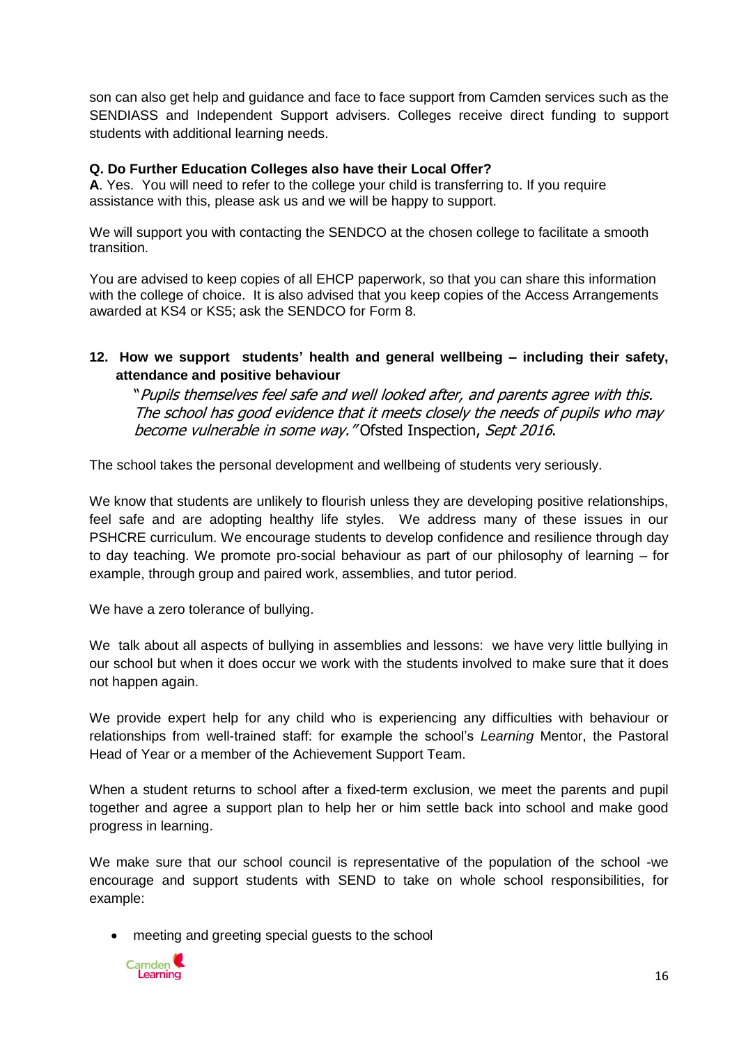son can also get help and guidance and face to face support from Camden services such as the SENDIASS and Independent Support advisers. Colleges receive direct funding to support students with additional learning needs.

**Q. Do Further Education Colleges also have their Local Offer?**

**A**. Yes. You will need to refer to the college your child is transferring to. If you require assistance with this, please ask us and we will be happy to support.

We will support you with contacting the SENDCO at the chosen college to facilitate a smooth transition.

You are advised to keep copies of all EHCP paperwork, so that you can share this information with the college of choice. It is also advised that you keep copies of the Access Arrangements awarded at KS4 or KS5; ask the SENDCO for Form 8.

## 12. How we support students' health and general wellbeing – including their safety, attendance and positive behaviour

"*Pupils themselves feel safe and well looked after, and parents agree with this. The school has good evidence that it meets closely the needs of pupils who may become vulnerable in some way."* Ofsted Inspection, *Sept 2016*.

The school takes the personal development and wellbeing of students very seriously.

We know that students are unlikely to flourish unless they are developing positive relationships, feel safe and are adopting healthy life styles. We address many of these issues in our PSHCRE curriculum. We encourage students to develop confidence and resilience through day to day teaching. We promote pro-social behaviour as part of our philosophy of learning – for example, through group and paired work, assemblies, and tutor period.

We have a zero tolerance of bullying.

We talk about all aspects of bullying in assemblies and lessons: we have very little bullying in our school but when it does occur we work with the students involved to make sure that it does not happen again.

We provide expert help for any child who is experiencing any difficulties with behaviour or relationships from well-trained staff: for example the school's *Learning* Mentor, the Pastoral Head of Year or a member of the Achievement Support Team.

When a student returns to school after a fixed-term exclusion, we meet the parents and pupil together and agree a support plan to help her or him settle back into school and make good progress in learning.

We make sure that our school council is representative of the population of the school -we encourage and support students with SEND to take on whole school responsibilities, for example:

- meeting and greeting special guests to the school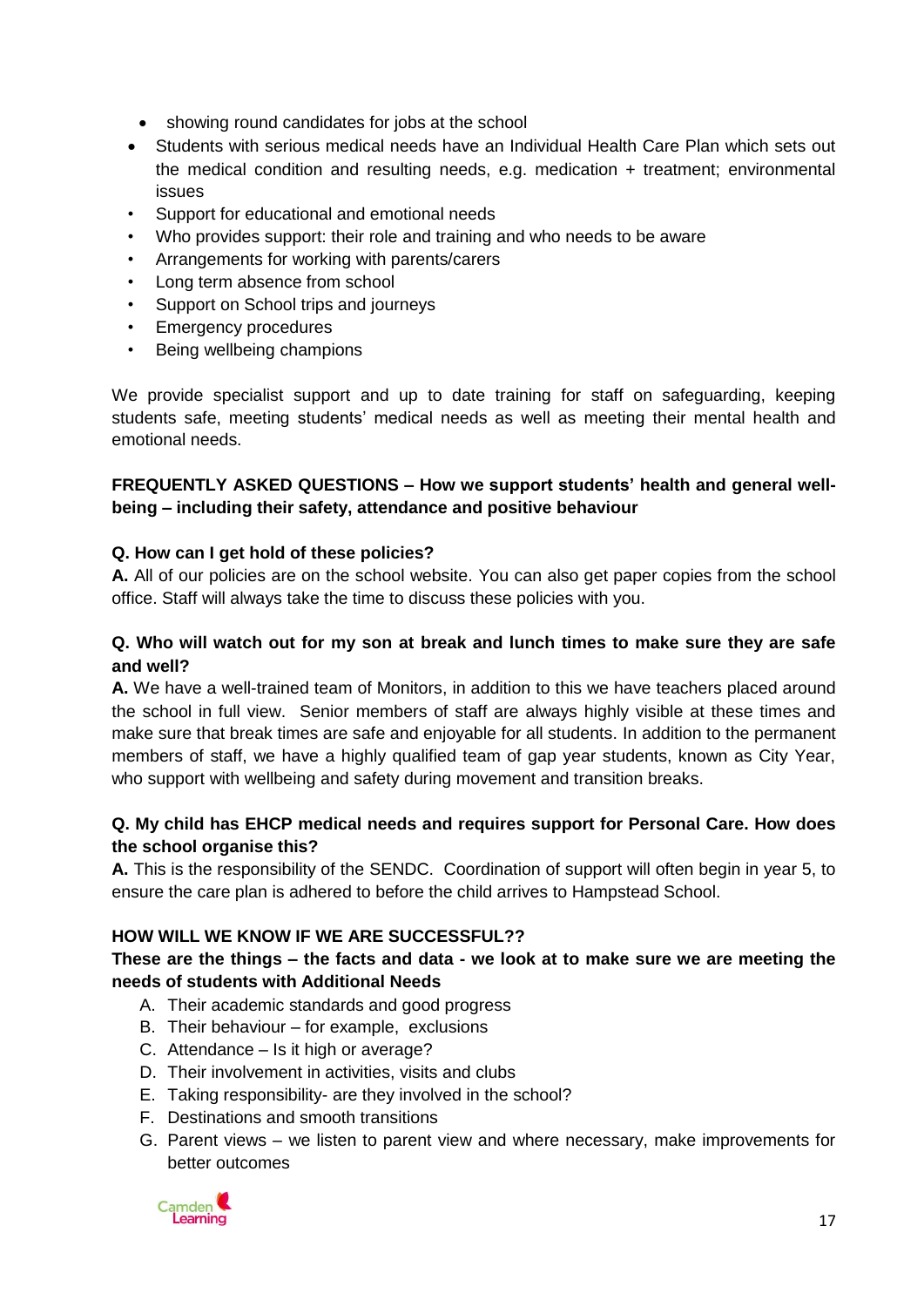- showing round candidates for jobs at the school

- Students with serious medical needs have an Individual Health Care Plan which sets out the medical condition and resulting needs, e.g. medication + treatment; environmental issues
- Support for educational and emotional needs
- Who provides support: their role and training and who needs to be aware
- Arrangements for working with parents/carers
- Long term absence from school
- Support on School trips and journeys
- Emergency procedures
- Being wellbeing champions

We provide specialist support and up to date training for staff on safeguarding, keeping students safe, meeting students' medical needs as well as meeting their mental health and emotional needs.

**FREQUENTLY ASKED QUESTIONS – How we support students' health and general well-being – including their safety, attendance and positive behaviour**

**Q. How can I get hold of these policies?**
**A.** All of our policies are on the school website. You can also get paper copies from the school office. Staff will always take the time to discuss these policies with you.

**Q. Who will watch out for my son at break and lunch times to make sure they are safe and well?**
**A.** We have a well-trained team of Monitors, in addition to this we have teachers placed around the school in full view. Senior members of staff are always highly visible at these times and make sure that break times are safe and enjoyable for all students. In addition to the permanent members of staff, we have a highly qualified team of gap year students, known as City Year, who support with wellbeing and safety during movement and transition breaks.

**Q. My child has EHCP medical needs and requires support for Personal Care. How does the school organise this?**
**A.** This is the responsibility of the SENDC. Coordination of support will often begin in year 5, to ensure the care plan is adhered to before the child arrives to Hampstead School.

**HOW WILL WE KNOW IF WE ARE SUCCESSFUL??**

**These are the things – the facts and data - we look at to make sure we are meeting the needs of students with Additional Needs**

A. Their academic standards and good progress
B. Their behaviour – for example, exclusions
C. Attendance – Is it high or average?
D. Their involvement in activities, visits and clubs
E. Taking responsibility- are they involved in the school?
F. Destinations and smooth transitions
G. Parent views – we listen to parent view and where necessary, make improvements for better outcomes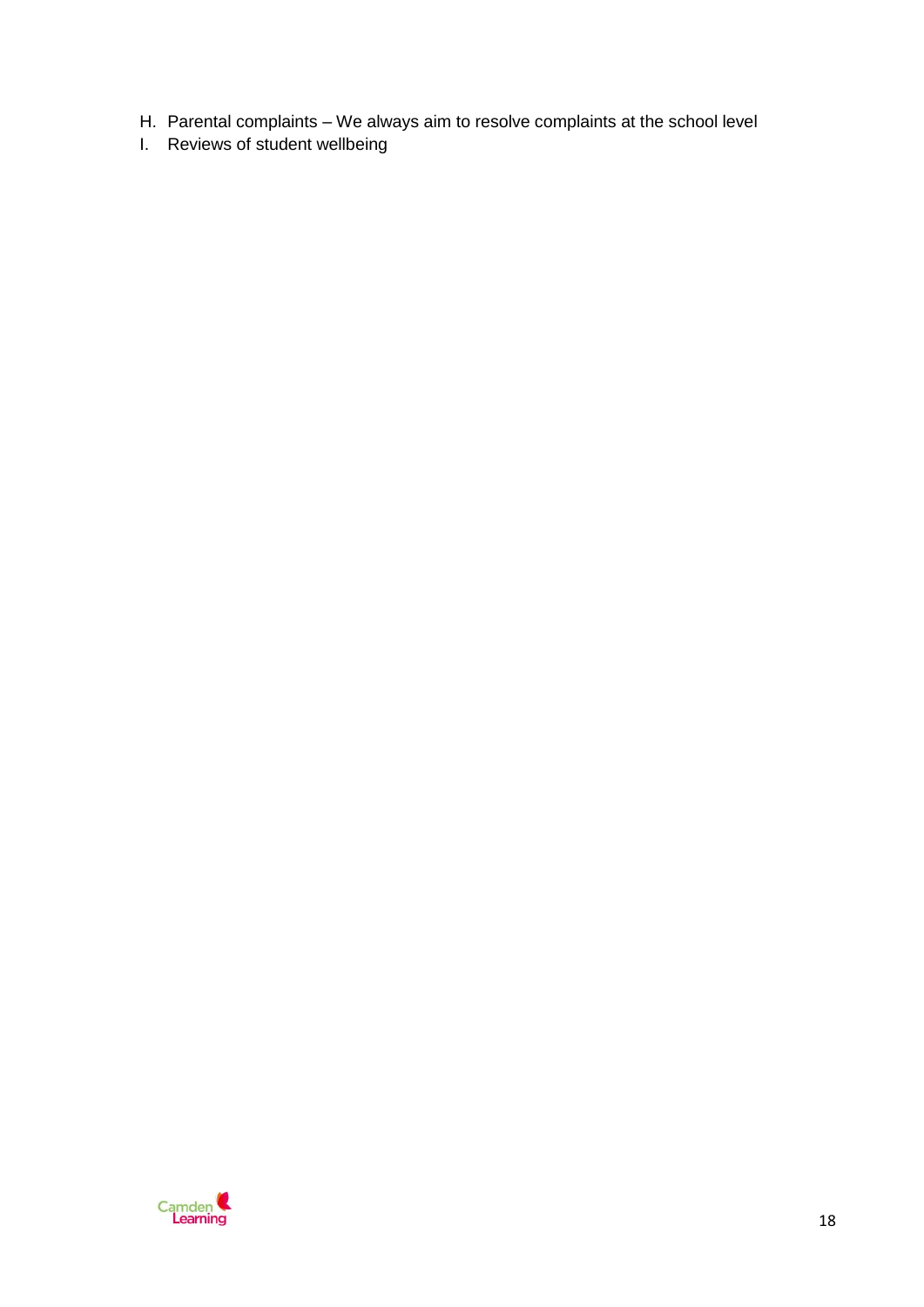H. Parental complaints – We always aim to resolve complaints at the school level
I. Reviews of student wellbeing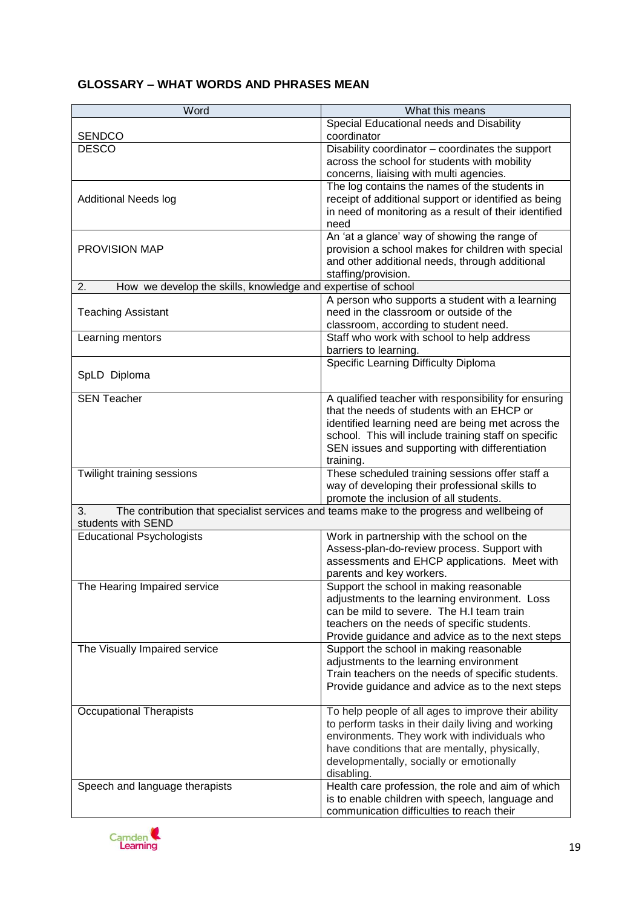## GLOSSARY – WHAT WORDS AND PHRASES MEAN

| Word | What this means |
|---|---|
| SENDCO | Special Educational needs and Disability coordinator |
| DESCO | Disability coordinator – coordinates the support across the school for students with mobility concerns, liaising with multi agencies. |
| Additional Needs log | The log contains the names of the students in receipt of additional support or identified as being in need of monitoring as a result of their identified need |
| PROVISION MAP | An 'at a glance' way of showing the range of provision a school makes for children with special and other additional needs, through additional staffing/provision. |
| 2. How we develop the skills, knowledge and expertise of school | |
| Teaching Assistant | A person who supports a student with a learning need in the classroom or outside of the classroom, according to student need. |
| Learning mentors | Staff who work with school to help address barriers to learning. |
| SpLD Diploma | Specific Learning Difficulty Diploma |
| SEN Teacher | A qualified teacher with responsibility for ensuring that the needs of students with an EHCP or identified learning need are being met across the school. This will include training staff on specific SEN issues and supporting with differentiation training. |
| Twilight training sessions | These scheduled training sessions offer staff a way of developing their professional skills to promote the inclusion of all students. |
| 3. The contribution that specialist services and teams make to the progress and wellbeing of students with SEND | |
| Educational Psychologists | Work in partnership with the school on the Assess-plan-do-review process. Support with assessments and EHCP applications. Meet with parents and key workers. |
| The Hearing Impaired service | Support the school in making reasonable adjustments to the learning environment. Loss can be mild to severe. The H.I team train teachers on the needs of specific students. Provide guidance and advice as to the next steps |
| The Visually Impaired service | Support the school in making reasonable adjustments to the learning environment Train teachers on the needs of specific students. Provide guidance and advice as to the next steps |
| Occupational Therapists | To help people of all ages to improve their ability to perform tasks in their daily living and working environments. They work with individuals who have conditions that are mentally, physically, developmentally, socially or emotionally disabling. |
| Speech and language therapists | Health care profession, the role and aim of which is to enable children with speech, language and communication difficulties to reach their |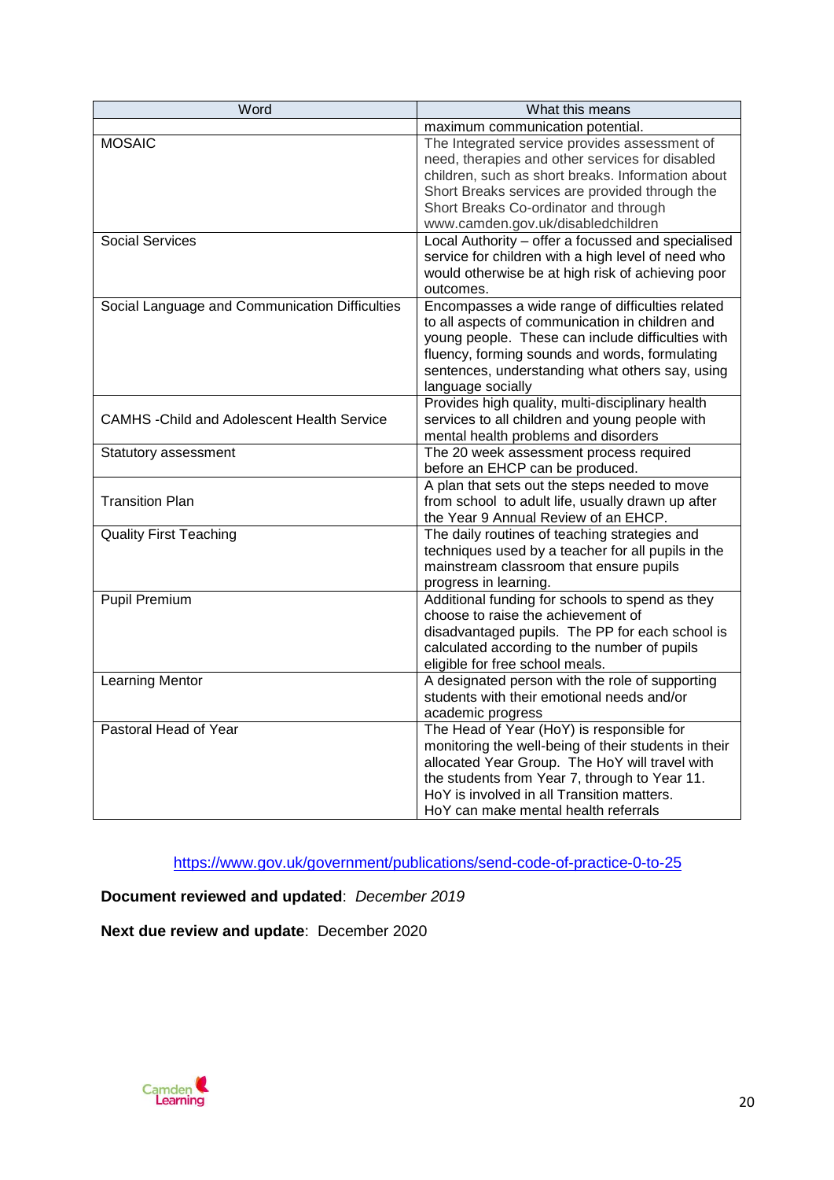| Word | What this means |
|---|---|
| | maximum communication potential. |
| MOSAIC | The Integrated service provides assessment of need, therapies and other services for disabled children, such as short breaks. Information about Short Breaks services are provided through the Short Breaks Co-ordinator and through www.camden.gov.uk/disabledchildren |
| Social Services | Local Authority – offer a focussed and specialised service for children with a high level of need who would otherwise be at high risk of achieving poor outcomes. |
| Social Language and Communication Difficulties | Encompasses a wide range of difficulties related to all aspects of communication in children and young people. These can include difficulties with fluency, forming sounds and words, formulating sentences, understanding what others say, using language socially |
| CAMHS -Child and Adolescent Health Service | Provides high quality, multi-disciplinary health services to all children and young people with mental health problems and disorders |
| Statutory assessment | The 20 week assessment process required before an EHCP can be produced. |
| Transition Plan | A plan that sets out the steps needed to move from school to adult life, usually drawn up after the Year 9 Annual Review of an EHCP. |
| Quality First Teaching | The daily routines of teaching strategies and techniques used by a teacher for all pupils in the mainstream classroom that ensure pupils progress in learning. |
| Pupil Premium | Additional funding for schools to spend as they choose to raise the achievement of disadvantaged pupils. The PP for each school is calculated according to the number of pupils eligible for free school meals. |
| Learning Mentor | A designated person with the role of supporting students with their emotional needs and/or academic progress |
| Pastoral Head of Year | The Head of Year (HoY) is responsible for monitoring the well-being of their students in their allocated Year Group. The HoY will travel with the students from Year 7, through to Year 11. HoY is involved in all Transition matters. HoY can make mental health referrals |

https://www.gov.uk/government/publications/send-code-of-practice-0-to-25

**Document reviewed and updated**: *December 2019*

**Next due review and update**: December 2020